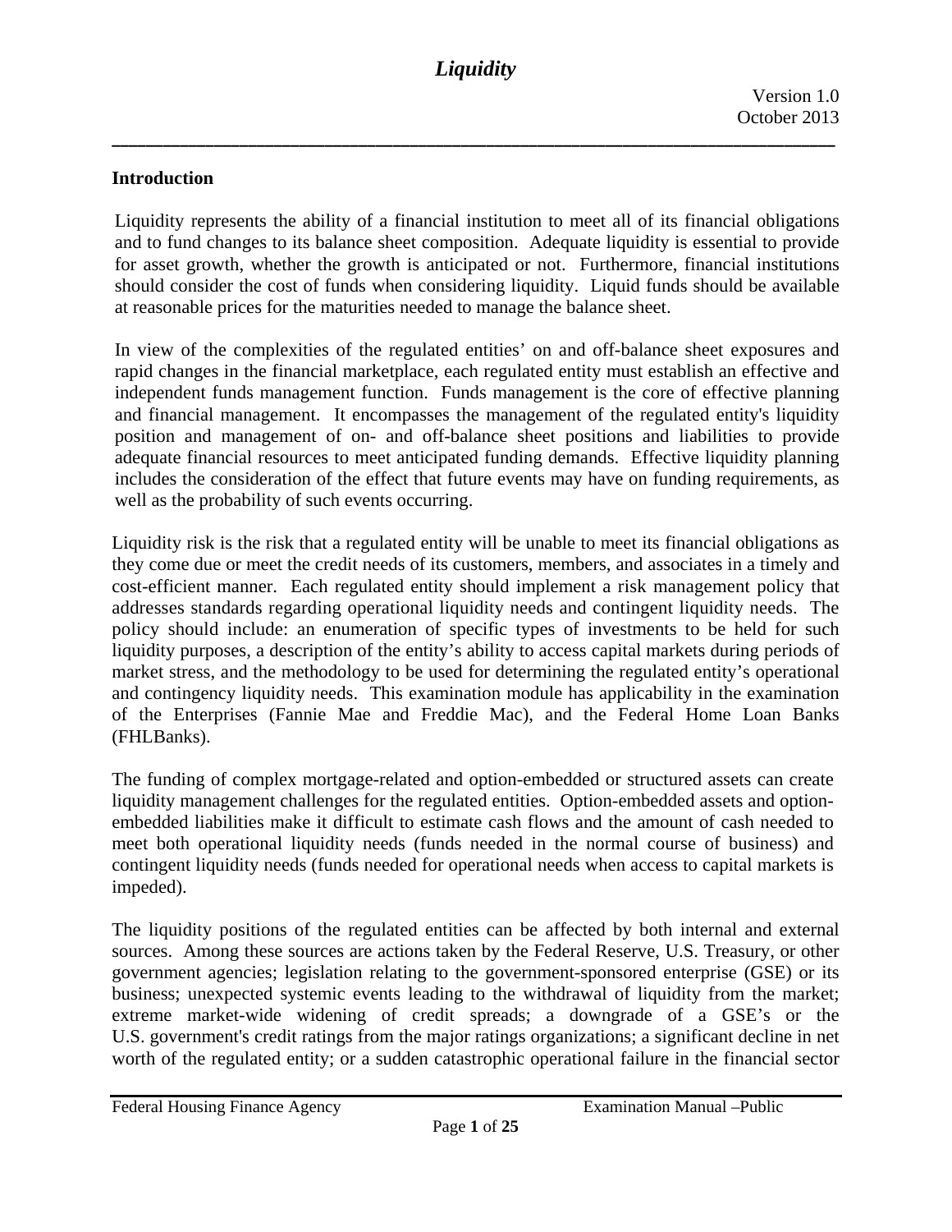# Liquidity

Version 1.0
October 2013

## Introduction

Liquidity represents the ability of a financial institution to meet all of its financial obligations and to fund changes to its balance sheet composition. Adequate liquidity is essential to provide for asset growth, whether the growth is anticipated or not. Furthermore, financial institutions should consider the cost of funds when considering liquidity. Liquid funds should be available at reasonable prices for the maturities needed to manage the balance sheet.

In view of the complexities of the regulated entities' on and off-balance sheet exposures and rapid changes in the financial marketplace, each regulated entity must establish an effective and independent funds management function. Funds management is the core of effective planning and financial management. It encompasses the management of the regulated entity's liquidity position and management of on- and off-balance sheet positions and liabilities to provide adequate financial resources to meet anticipated funding demands. Effective liquidity planning includes the consideration of the effect that future events may have on funding requirements, as well as the probability of such events occurring.

Liquidity risk is the risk that a regulated entity will be unable to meet its financial obligations as they come due or meet the credit needs of its customers, members, and associates in a timely and cost-efficient manner. Each regulated entity should implement a risk management policy that addresses standards regarding operational liquidity needs and contingent liquidity needs. The policy should include: an enumeration of specific types of investments to be held for such liquidity purposes, a description of the entity's ability to access capital markets during periods of market stress, and the methodology to be used for determining the regulated entity's operational and contingency liquidity needs. This examination module has applicability in the examination of the Enterprises (Fannie Mae and Freddie Mac), and the Federal Home Loan Banks (FHLBanks).

The funding of complex mortgage-related and option-embedded or structured assets can create liquidity management challenges for the regulated entities. Option-embedded assets and option-embedded liabilities make it difficult to estimate cash flows and the amount of cash needed to meet both operational liquidity needs (funds needed in the normal course of business) and contingent liquidity needs (funds needed for operational needs when access to capital markets is impeded).

The liquidity positions of the regulated entities can be affected by both internal and external sources. Among these sources are actions taken by the Federal Reserve, U.S. Treasury, or other government agencies; legislation relating to the government-sponsored enterprise (GSE) or its business; unexpected systemic events leading to the withdrawal of liquidity from the market; extreme market-wide widening of credit spreads; a downgrade of a GSE's or the U.S. government's credit ratings from the major ratings organizations; a significant decline in net worth of the regulated entity; or a sudden catastrophic operational failure in the financial sector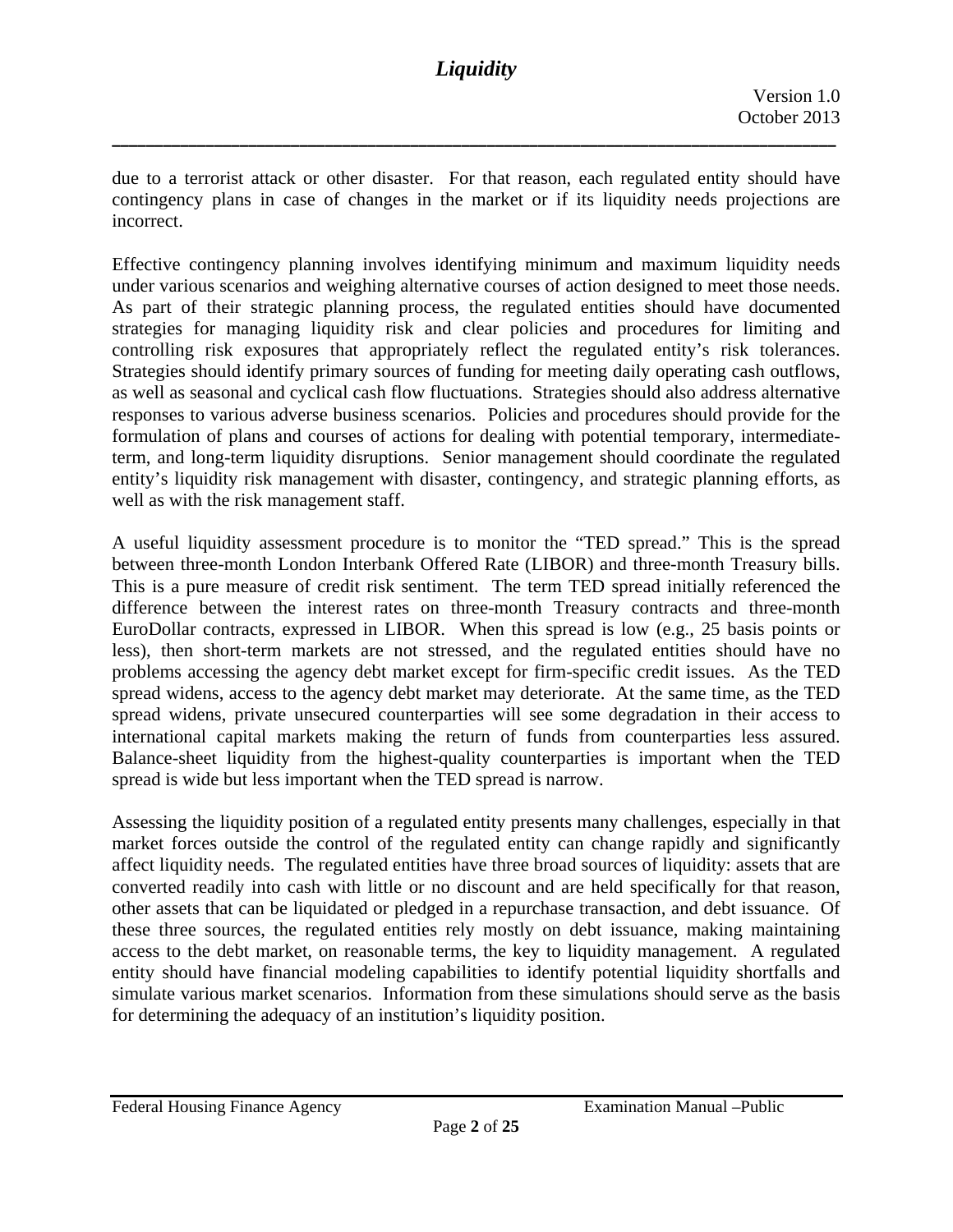due to a terrorist attack or other disaster. For that reason, each regulated entity should have contingency plans in case of changes in the market or if its liquidity needs projections are incorrect.

Effective contingency planning involves identifying minimum and maximum liquidity needs under various scenarios and weighing alternative courses of action designed to meet those needs. As part of their strategic planning process, the regulated entities should have documented strategies for managing liquidity risk and clear policies and procedures for limiting and controlling risk exposures that appropriately reflect the regulated entity's risk tolerances. Strategies should identify primary sources of funding for meeting daily operating cash outflows, as well as seasonal and cyclical cash flow fluctuations. Strategies should also address alternative responses to various adverse business scenarios. Policies and procedures should provide for the formulation of plans and courses of actions for dealing with potential temporary, intermediate-term, and long-term liquidity disruptions. Senior management should coordinate the regulated entity's liquidity risk management with disaster, contingency, and strategic planning efforts, as well as with the risk management staff.

A useful liquidity assessment procedure is to monitor the "TED spread." This is the spread between three-month London Interbank Offered Rate (LIBOR) and three-month Treasury bills. This is a pure measure of credit risk sentiment. The term TED spread initially referenced the difference between the interest rates on three-month Treasury contracts and three-month EuroDollar contracts, expressed in LIBOR. When this spread is low (e.g., 25 basis points or less), then short-term markets are not stressed, and the regulated entities should have no problems accessing the agency debt market except for firm-specific credit issues. As the TED spread widens, access to the agency debt market may deteriorate. At the same time, as the TED spread widens, private unsecured counterparties will see some degradation in their access to international capital markets making the return of funds from counterparties less assured. Balance-sheet liquidity from the highest-quality counterparties is important when the TED spread is wide but less important when the TED spread is narrow.

Assessing the liquidity position of a regulated entity presents many challenges, especially in that market forces outside the control of the regulated entity can change rapidly and significantly affect liquidity needs. The regulated entities have three broad sources of liquidity: assets that are converted readily into cash with little or no discount and are held specifically for that reason, other assets that can be liquidated or pledged in a repurchase transaction, and debt issuance. Of these three sources, the regulated entities rely mostly on debt issuance, making maintaining access to the debt market, on reasonable terms, the key to liquidity management. A regulated entity should have financial modeling capabilities to identify potential liquidity shortfalls and simulate various market scenarios. Information from these simulations should serve as the basis for determining the adequacy of an institution's liquidity position.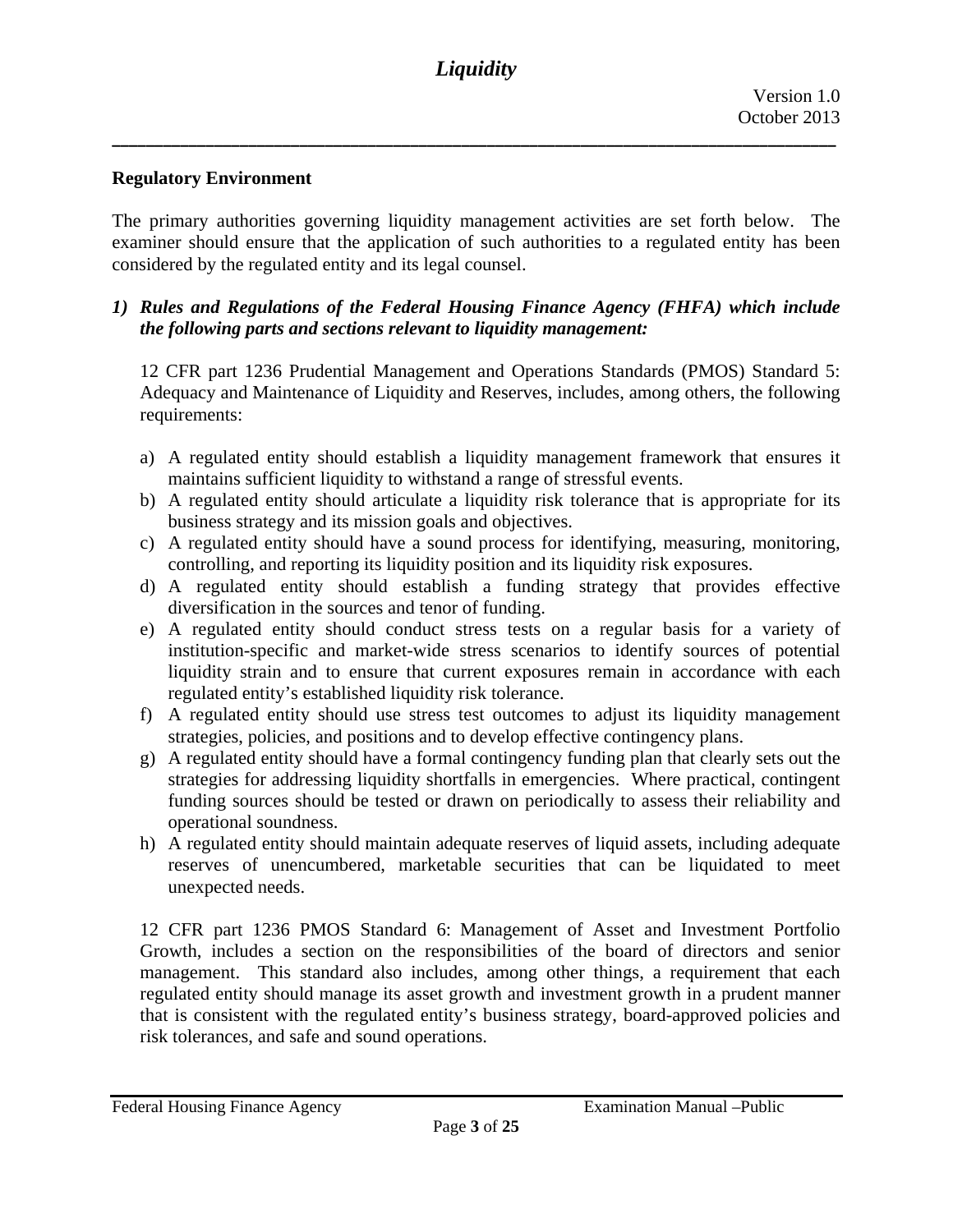## Regulatory Environment

The primary authorities governing liquidity management activities are set forth below. The examiner should ensure that the application of such authorities to a regulated entity has been considered by the regulated entity and its legal counsel.

***1) Rules and Regulations of the Federal Housing Finance Agency (FHFA) which include the following parts and sections relevant to liquidity management:***

12 CFR part 1236 Prudential Management and Operations Standards (PMOS) Standard 5: Adequacy and Maintenance of Liquidity and Reserves, includes, among others, the following requirements:

a) A regulated entity should establish a liquidity management framework that ensures it maintains sufficient liquidity to withstand a range of stressful events.
b) A regulated entity should articulate a liquidity risk tolerance that is appropriate for its business strategy and its mission goals and objectives.
c) A regulated entity should have a sound process for identifying, measuring, monitoring, controlling, and reporting its liquidity position and its liquidity risk exposures.
d) A regulated entity should establish a funding strategy that provides effective diversification in the sources and tenor of funding.
e) A regulated entity should conduct stress tests on a regular basis for a variety of institution-specific and market-wide stress scenarios to identify sources of potential liquidity strain and to ensure that current exposures remain in accordance with each regulated entity's established liquidity risk tolerance.
f) A regulated entity should use stress test outcomes to adjust its liquidity management strategies, policies, and positions and to develop effective contingency plans.
g) A regulated entity should have a formal contingency funding plan that clearly sets out the strategies for addressing liquidity shortfalls in emergencies. Where practical, contingent funding sources should be tested or drawn on periodically to assess their reliability and operational soundness.
h) A regulated entity should maintain adequate reserves of liquid assets, including adequate reserves of unencumbered, marketable securities that can be liquidated to meet unexpected needs.

12 CFR part 1236 PMOS Standard 6: Management of Asset and Investment Portfolio Growth, includes a section on the responsibilities of the board of directors and senior management. This standard also includes, among other things, a requirement that each regulated entity should manage its asset growth and investment growth in a prudent manner that is consistent with the regulated entity's business strategy, board-approved policies and risk tolerances, and safe and sound operations.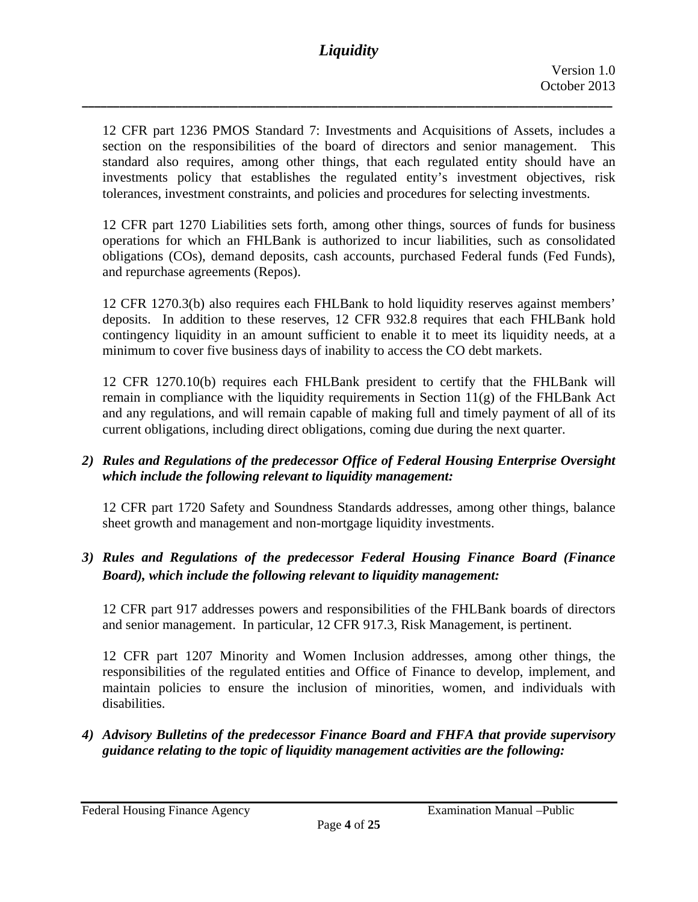12 CFR part 1236 PMOS Standard 7: Investments and Acquisitions of Assets, includes a section on the responsibilities of the board of directors and senior management. This standard also requires, among other things, that each regulated entity should have an investments policy that establishes the regulated entity's investment objectives, risk tolerances, investment constraints, and policies and procedures for selecting investments.

12 CFR part 1270 Liabilities sets forth, among other things, sources of funds for business operations for which an FHLBank is authorized to incur liabilities, such as consolidated obligations (COs), demand deposits, cash accounts, purchased Federal funds (Fed Funds), and repurchase agreements (Repos).

12 CFR 1270.3(b) also requires each FHLBank to hold liquidity reserves against members' deposits. In addition to these reserves, 12 CFR 932.8 requires that each FHLBank hold contingency liquidity in an amount sufficient to enable it to meet its liquidity needs, at a minimum to cover five business days of inability to access the CO debt markets.

12 CFR 1270.10(b) requires each FHLBank president to certify that the FHLBank will remain in compliance with the liquidity requirements in Section 11(g) of the FHLBank Act and any regulations, and will remain capable of making full and timely payment of all of its current obligations, including direct obligations, coming due during the next quarter.

2) ***Rules and Regulations of the predecessor Office of Federal Housing Enterprise Oversight which include the following relevant to liquidity management:***

   12 CFR part 1720 Safety and Soundness Standards addresses, among other things, balance sheet growth and management and non-mortgage liquidity investments.

3) ***Rules and Regulations of the predecessor Federal Housing Finance Board (Finance Board), which include the following relevant to liquidity management:***

   12 CFR part 917 addresses powers and responsibilities of the FHLBank boards of directors and senior management. In particular, 12 CFR 917.3, Risk Management, is pertinent.

   12 CFR part 1207 Minority and Women Inclusion addresses, among other things, the responsibilities of the regulated entities and Office of Finance to develop, implement, and maintain policies to ensure the inclusion of minorities, women, and individuals with disabilities.

4) ***Advisory Bulletins of the predecessor Finance Board and FHFA that provide supervisory guidance relating to the topic of liquidity management activities are the following:***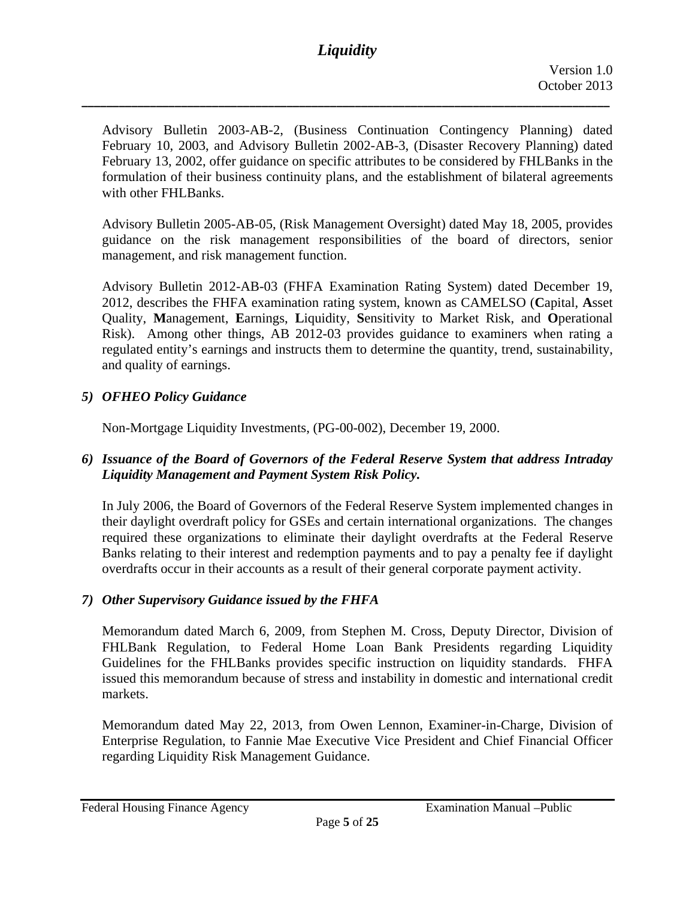Advisory Bulletin 2003-AB-2, (Business Continuation Contingency Planning) dated February 10, 2003, and Advisory Bulletin 2002-AB-3, (Disaster Recovery Planning) dated February 13, 2002, offer guidance on specific attributes to be considered by FHLBanks in the formulation of their business continuity plans, and the establishment of bilateral agreements with other FHLBanks.

Advisory Bulletin 2005-AB-05, (Risk Management Oversight) dated May 18, 2005, provides guidance on the risk management responsibilities of the board of directors, senior management, and risk management function.

Advisory Bulletin 2012-AB-03 (FHFA Examination Rating System) dated December 19, 2012, describes the FHFA examination rating system, known as CAMELSO (**C**apital, **A**sset Quality, **M**anagement, **E**arnings, **L**iquidity, **S**ensitivity to Market Risk, and **O**perational Risk). Among other things, AB 2012-03 provides guidance to examiners when rating a regulated entity's earnings and instructs them to determine the quantity, trend, sustainability, and quality of earnings.

### *5) OFHEO Policy Guidance*

Non-Mortgage Liquidity Investments, (PG-00-002), December 19, 2000.

### *6) Issuance of the Board of Governors of the Federal Reserve System that address Intraday Liquidity Management and Payment System Risk Policy.*

In July 2006, the Board of Governors of the Federal Reserve System implemented changes in their daylight overdraft policy for GSEs and certain international organizations. The changes required these organizations to eliminate their daylight overdrafts at the Federal Reserve Banks relating to their interest and redemption payments and to pay a penalty fee if daylight overdrafts occur in their accounts as a result of their general corporate payment activity.

### *7) Other Supervisory Guidance issued by the FHFA*

Memorandum dated March 6, 2009, from Stephen M. Cross, Deputy Director, Division of FHLBank Regulation, to Federal Home Loan Bank Presidents regarding Liquidity Guidelines for the FHLBanks provides specific instruction on liquidity standards. FHFA issued this memorandum because of stress and instability in domestic and international credit markets.

Memorandum dated May 22, 2013, from Owen Lennon, Examiner-in-Charge, Division of Enterprise Regulation, to Fannie Mae Executive Vice President and Chief Financial Officer regarding Liquidity Risk Management Guidance.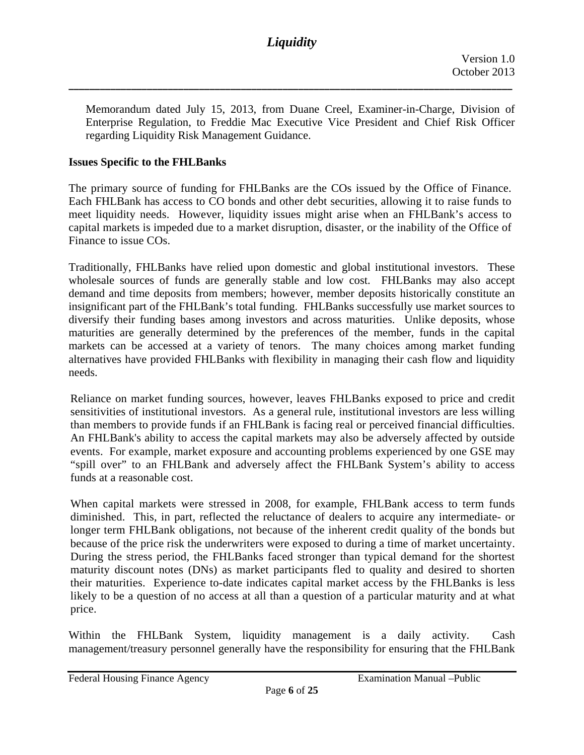Memorandum dated July 15, 2013, from Duane Creel, Examiner-in-Charge, Division of Enterprise Regulation, to Freddie Mac Executive Vice President and Chief Risk Officer regarding Liquidity Risk Management Guidance.

**Issues Specific to the FHLBanks**

The primary source of funding for FHLBanks are the COs issued by the Office of Finance. Each FHLBank has access to CO bonds and other debt securities, allowing it to raise funds to meet liquidity needs. However, liquidity issues might arise when an FHLBank's access to capital markets is impeded due to a market disruption, disaster, or the inability of the Office of Finance to issue COs.

Traditionally, FHLBanks have relied upon domestic and global institutional investors. These wholesale sources of funds are generally stable and low cost. FHLBanks may also accept demand and time deposits from members; however, member deposits historically constitute an insignificant part of the FHLBank's total funding. FHLBanks successfully use market sources to diversify their funding bases among investors and across maturities. Unlike deposits, whose maturities are generally determined by the preferences of the member, funds in the capital markets can be accessed at a variety of tenors. The many choices among market funding alternatives have provided FHLBanks with flexibility in managing their cash flow and liquidity needs.

Reliance on market funding sources, however, leaves FHLBanks exposed to price and credit sensitivities of institutional investors. As a general rule, institutional investors are less willing than members to provide funds if an FHLBank is facing real or perceived financial difficulties. An FHLBank's ability to access the capital markets may also be adversely affected by outside events. For example, market exposure and accounting problems experienced by one GSE may "spill over" to an FHLBank and adversely affect the FHLBank System's ability to access funds at a reasonable cost.

When capital markets were stressed in 2008, for example, FHLBank access to term funds diminished. This, in part, reflected the reluctance of dealers to acquire any intermediate- or longer term FHLBank obligations, not because of the inherent credit quality of the bonds but because of the price risk the underwriters were exposed to during a time of market uncertainty. During the stress period, the FHLBanks faced stronger than typical demand for the shortest maturity discount notes (DNs) as market participants fled to quality and desired to shorten their maturities. Experience to-date indicates capital market access by the FHLBanks is less likely to be a question of no access at all than a question of a particular maturity and at what price.

Within the FHLBank System, liquidity management is a daily activity. Cash management/treasury personnel generally have the responsibility for ensuring that the FHLBank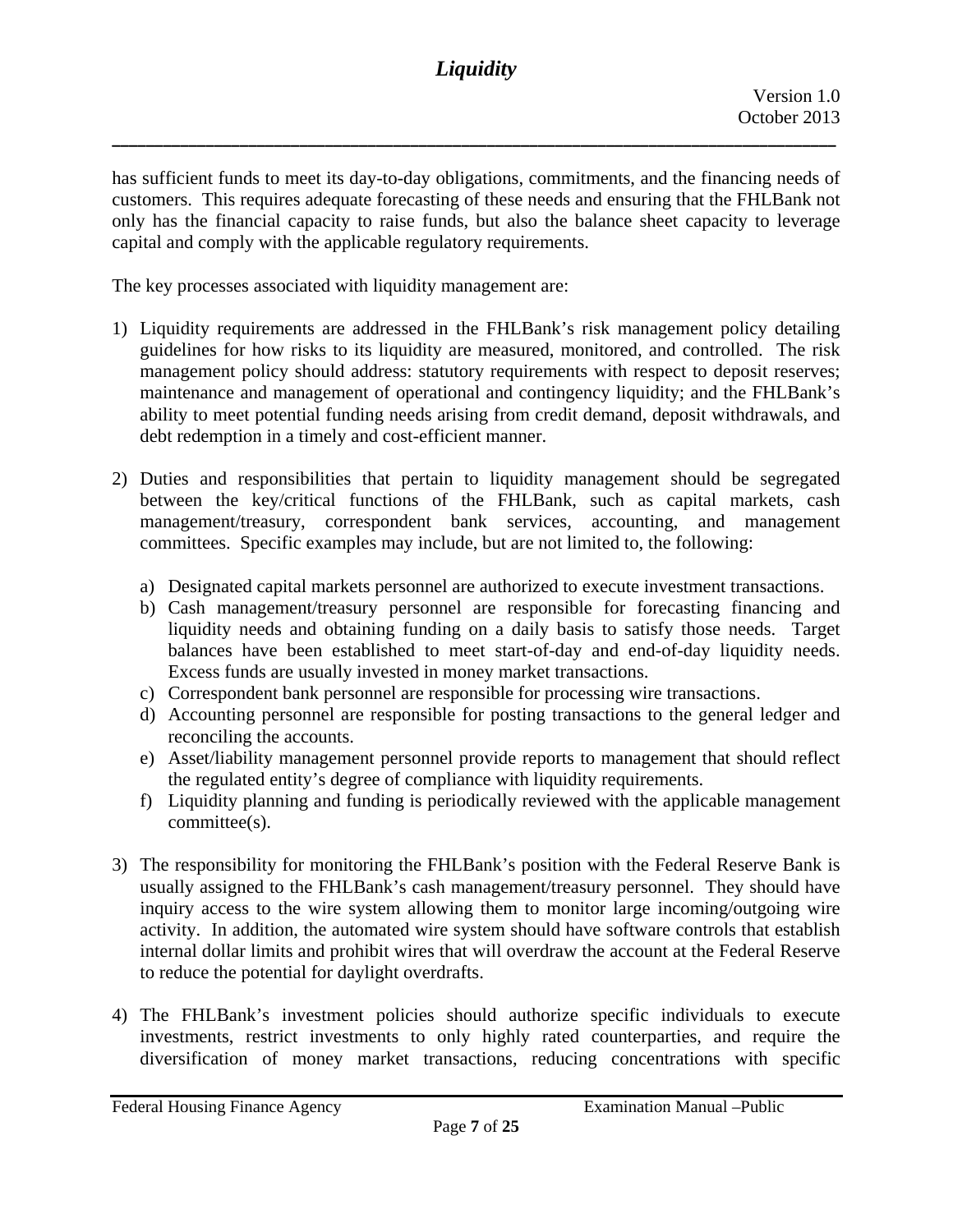has sufficient funds to meet its day-to-day obligations, commitments, and the financing needs of customers. This requires adequate forecasting of these needs and ensuring that the FHLBank not only has the financial capacity to raise funds, but also the balance sheet capacity to leverage capital and comply with the applicable regulatory requirements.

The key processes associated with liquidity management are:

1) Liquidity requirements are addressed in the FHLBank's risk management policy detailing guidelines for how risks to its liquidity are measured, monitored, and controlled. The risk management policy should address: statutory requirements with respect to deposit reserves; maintenance and management of operational and contingency liquidity; and the FHLBank's ability to meet potential funding needs arising from credit demand, deposit withdrawals, and debt redemption in a timely and cost-efficient manner.

2) Duties and responsibilities that pertain to liquidity management should be segregated between the key/critical functions of the FHLBank, such as capital markets, cash management/treasury, correspondent bank services, accounting, and management committees. Specific examples may include, but are not limited to, the following:

   a) Designated capital markets personnel are authorized to execute investment transactions.
   b) Cash management/treasury personnel are responsible for forecasting financing and liquidity needs and obtaining funding on a daily basis to satisfy those needs. Target balances have been established to meet start-of-day and end-of-day liquidity needs. Excess funds are usually invested in money market transactions.
   c) Correspondent bank personnel are responsible for processing wire transactions.
   d) Accounting personnel are responsible for posting transactions to the general ledger and reconciling the accounts.
   e) Asset/liability management personnel provide reports to management that should reflect the regulated entity's degree of compliance with liquidity requirements.
   f) Liquidity planning and funding is periodically reviewed with the applicable management committee(s).

3) The responsibility for monitoring the FHLBank's position with the Federal Reserve Bank is usually assigned to the FHLBank's cash management/treasury personnel. They should have inquiry access to the wire system allowing them to monitor large incoming/outgoing wire activity. In addition, the automated wire system should have software controls that establish internal dollar limits and prohibit wires that will overdraw the account at the Federal Reserve to reduce the potential for daylight overdrafts.

4) The FHLBank's investment policies should authorize specific individuals to execute investments, restrict investments to only highly rated counterparties, and require the diversification of money market transactions, reducing concentrations with specific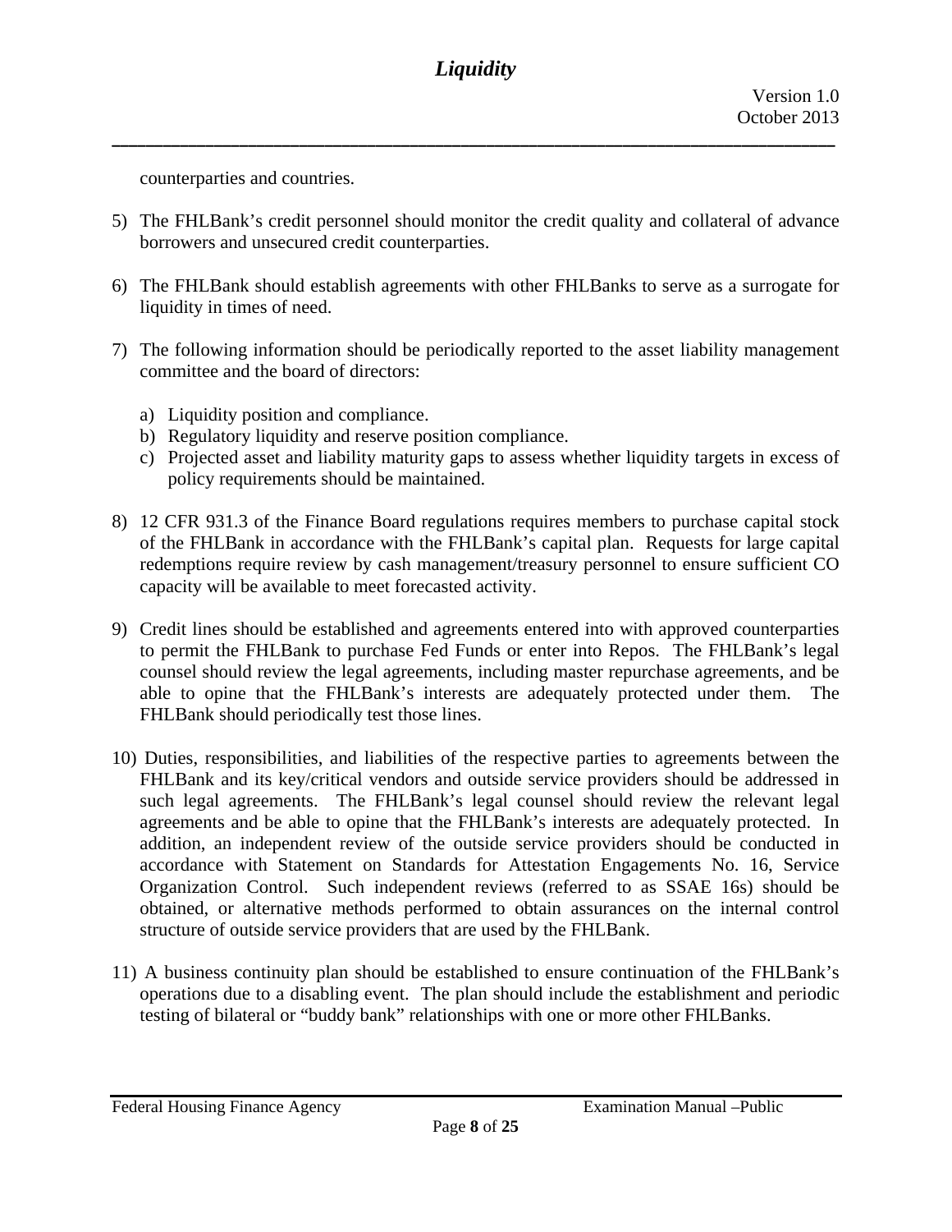counterparties and countries.

5) The FHLBank's credit personnel should monitor the credit quality and collateral of advance borrowers and unsecured credit counterparties.

6) The FHLBank should establish agreements with other FHLBanks to serve as a surrogate for liquidity in times of need.

7) The following information should be periodically reported to the asset liability management committee and the board of directors:

   a) Liquidity position and compliance.
   b) Regulatory liquidity and reserve position compliance.
   c) Projected asset and liability maturity gaps to assess whether liquidity targets in excess of policy requirements should be maintained.

8) 12 CFR 931.3 of the Finance Board regulations requires members to purchase capital stock of the FHLBank in accordance with the FHLBank's capital plan. Requests for large capital redemptions require review by cash management/treasury personnel to ensure sufficient CO capacity will be available to meet forecasted activity.

9) Credit lines should be established and agreements entered into with approved counterparties to permit the FHLBank to purchase Fed Funds or enter into Repos. The FHLBank's legal counsel should review the legal agreements, including master repurchase agreements, and be able to opine that the FHLBank's interests are adequately protected under them. The FHLBank should periodically test those lines.

10) Duties, responsibilities, and liabilities of the respective parties to agreements between the FHLBank and its key/critical vendors and outside service providers should be addressed in such legal agreements. The FHLBank's legal counsel should review the relevant legal agreements and be able to opine that the FHLBank's interests are adequately protected. In addition, an independent review of the outside service providers should be conducted in accordance with Statement on Standards for Attestation Engagements No. 16, Service Organization Control. Such independent reviews (referred to as SSAE 16s) should be obtained, or alternative methods performed to obtain assurances on the internal control structure of outside service providers that are used by the FHLBank.

11) A business continuity plan should be established to ensure continuation of the FHLBank's operations due to a disabling event. The plan should include the establishment and periodic testing of bilateral or "buddy bank" relationships with one or more other FHLBanks.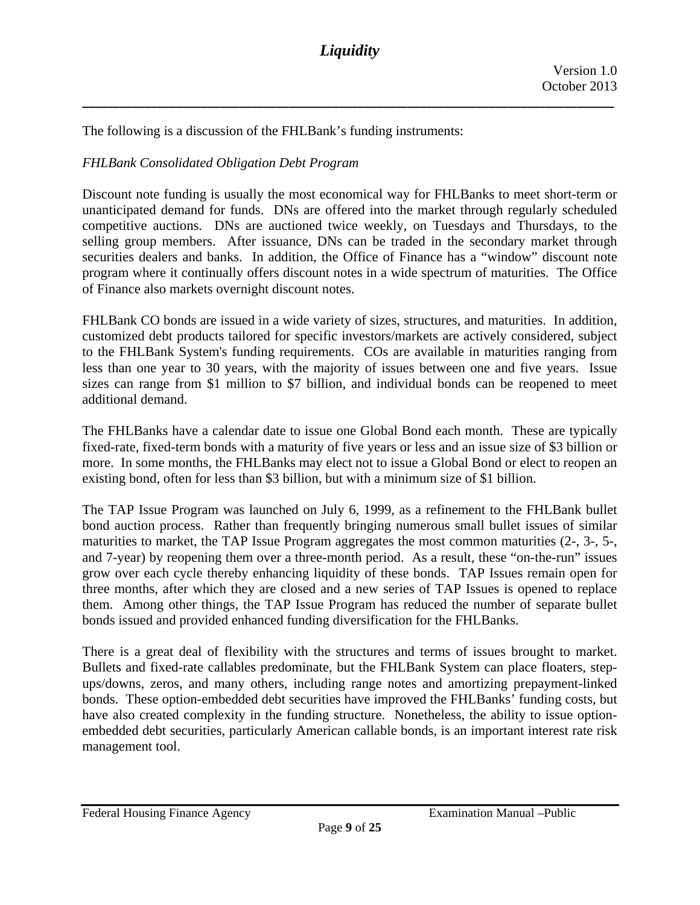The following is a discussion of the FHLBank's funding instruments:

*FHLBank Consolidated Obligation Debt Program*

Discount note funding is usually the most economical way for FHLBanks to meet short-term or unanticipated demand for funds. DNs are offered into the market through regularly scheduled competitive auctions. DNs are auctioned twice weekly, on Tuesdays and Thursdays, to the selling group members. After issuance, DNs can be traded in the secondary market through securities dealers and banks. In addition, the Office of Finance has a "window" discount note program where it continually offers discount notes in a wide spectrum of maturities. The Office of Finance also markets overnight discount notes.

FHLBank CO bonds are issued in a wide variety of sizes, structures, and maturities. In addition, customized debt products tailored for specific investors/markets are actively considered, subject to the FHLBank System's funding requirements. COs are available in maturities ranging from less than one year to 30 years, with the majority of issues between one and five years. Issue sizes can range from $1 million to $7 billion, and individual bonds can be reopened to meet additional demand.

The FHLBanks have a calendar date to issue one Global Bond each month. These are typically fixed-rate, fixed-term bonds with a maturity of five years or less and an issue size of $3 billion or more. In some months, the FHLBanks may elect not to issue a Global Bond or elect to reopen an existing bond, often for less than $3 billion, but with a minimum size of $1 billion.

The TAP Issue Program was launched on July 6, 1999, as a refinement to the FHLBank bullet bond auction process. Rather than frequently bringing numerous small bullet issues of similar maturities to market, the TAP Issue Program aggregates the most common maturities (2-, 3-, 5-, and 7-year) by reopening them over a three-month period. As a result, these "on-the-run" issues grow over each cycle thereby enhancing liquidity of these bonds. TAP Issues remain open for three months, after which they are closed and a new series of TAP Issues is opened to replace them. Among other things, the TAP Issue Program has reduced the number of separate bullet bonds issued and provided enhanced funding diversification for the FHLBanks.

There is a great deal of flexibility with the structures and terms of issues brought to market. Bullets and fixed-rate callables predominate, but the FHLBank System can place floaters, step-ups/downs, zeros, and many others, including range notes and amortizing prepayment-linked bonds. These option-embedded debt securities have improved the FHLBanks' funding costs, but have also created complexity in the funding structure. Nonetheless, the ability to issue option-embedded debt securities, particularly American callable bonds, is an important interest rate risk management tool.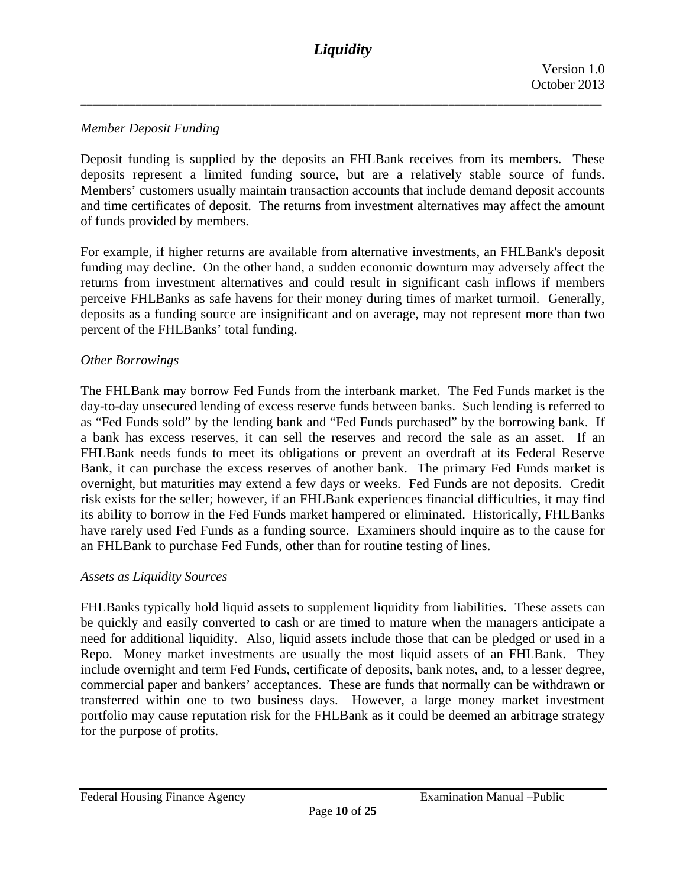*Member Deposit Funding*

Deposit funding is supplied by the deposits an FHLBank receives from its members. These deposits represent a limited funding source, but are a relatively stable source of funds. Members' customers usually maintain transaction accounts that include demand deposit accounts and time certificates of deposit. The returns from investment alternatives may affect the amount of funds provided by members.

For example, if higher returns are available from alternative investments, an FHLBank's deposit funding may decline. On the other hand, a sudden economic downturn may adversely affect the returns from investment alternatives and could result in significant cash inflows if members perceive FHLBanks as safe havens for their money during times of market turmoil. Generally, deposits as a funding source are insignificant and on average, may not represent more than two percent of the FHLBanks' total funding.

*Other Borrowings*

The FHLBank may borrow Fed Funds from the interbank market. The Fed Funds market is the day-to-day unsecured lending of excess reserve funds between banks. Such lending is referred to as "Fed Funds sold" by the lending bank and "Fed Funds purchased" by the borrowing bank. If a bank has excess reserves, it can sell the reserves and record the sale as an asset. If an FHLBank needs funds to meet its obligations or prevent an overdraft at its Federal Reserve Bank, it can purchase the excess reserves of another bank. The primary Fed Funds market is overnight, but maturities may extend a few days or weeks. Fed Funds are not deposits. Credit risk exists for the seller; however, if an FHLBank experiences financial difficulties, it may find its ability to borrow in the Fed Funds market hampered or eliminated. Historically, FHLBanks have rarely used Fed Funds as a funding source. Examiners should inquire as to the cause for an FHLBank to purchase Fed Funds, other than for routine testing of lines.

*Assets as Liquidity Sources*

FHLBanks typically hold liquid assets to supplement liquidity from liabilities. These assets can be quickly and easily converted to cash or are timed to mature when the managers anticipate a need for additional liquidity. Also, liquid assets include those that can be pledged or used in a Repo. Money market investments are usually the most liquid assets of an FHLBank. They include overnight and term Fed Funds, certificate of deposits, bank notes, and, to a lesser degree, commercial paper and bankers' acceptances. These are funds that normally can be withdrawn or transferred within one to two business days. However, a large money market investment portfolio may cause reputation risk for the FHLBank as it could be deemed an arbitrage strategy for the purpose of profits.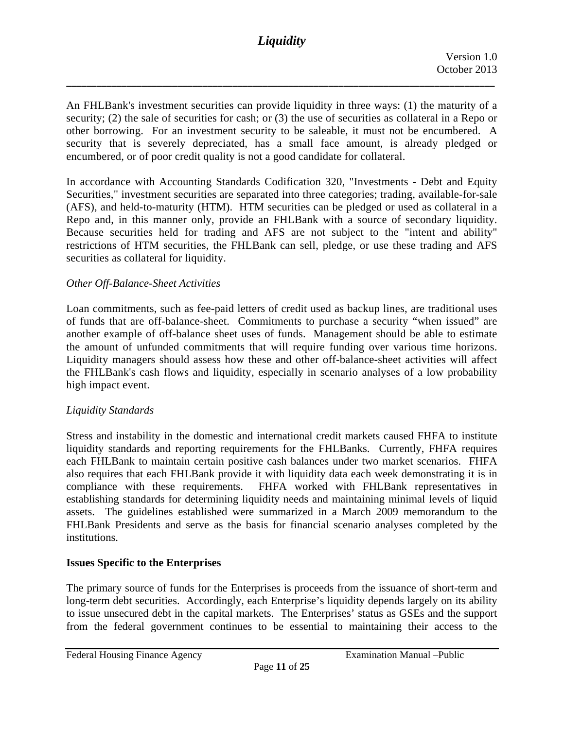An FHLBank's investment securities can provide liquidity in three ways: (1) the maturity of a security; (2) the sale of securities for cash; or (3) the use of securities as collateral in a Repo or other borrowing. For an investment security to be saleable, it must not be encumbered. A security that is severely depreciated, has a small face amount, is already pledged or encumbered, or of poor credit quality is not a good candidate for collateral.

In accordance with Accounting Standards Codification 320, "Investments - Debt and Equity Securities," investment securities are separated into three categories; trading, available-for-sale (AFS), and held-to-maturity (HTM). HTM securities can be pledged or used as collateral in a Repo and, in this manner only, provide an FHLBank with a source of secondary liquidity. Because securities held for trading and AFS are not subject to the "intent and ability" restrictions of HTM securities, the FHLBank can sell, pledge, or use these trading and AFS securities as collateral for liquidity.

*Other Off-Balance-Sheet Activities*

Loan commitments, such as fee-paid letters of credit used as backup lines, are traditional uses of funds that are off-balance-sheet. Commitments to purchase a security "when issued" are another example of off-balance sheet uses of funds. Management should be able to estimate the amount of unfunded commitments that will require funding over various time horizons. Liquidity managers should assess how these and other off-balance-sheet activities will affect the FHLBank's cash flows and liquidity, especially in scenario analyses of a low probability high impact event.

*Liquidity Standards*

Stress and instability in the domestic and international credit markets caused FHFA to institute liquidity standards and reporting requirements for the FHLBanks. Currently, FHFA requires each FHLBank to maintain certain positive cash balances under two market scenarios. FHFA also requires that each FHLBank provide it with liquidity data each week demonstrating it is in compliance with these requirements. FHFA worked with FHLBank representatives in establishing standards for determining liquidity needs and maintaining minimal levels of liquid assets. The guidelines established were summarized in a March 2009 memorandum to the FHLBank Presidents and serve as the basis for financial scenario analyses completed by the institutions.

**Issues Specific to the Enterprises**

The primary source of funds for the Enterprises is proceeds from the issuance of short-term and long-term debt securities. Accordingly, each Enterprise's liquidity depends largely on its ability to issue unsecured debt in the capital markets. The Enterprises' status as GSEs and the support from the federal government continues to be essential to maintaining their access to the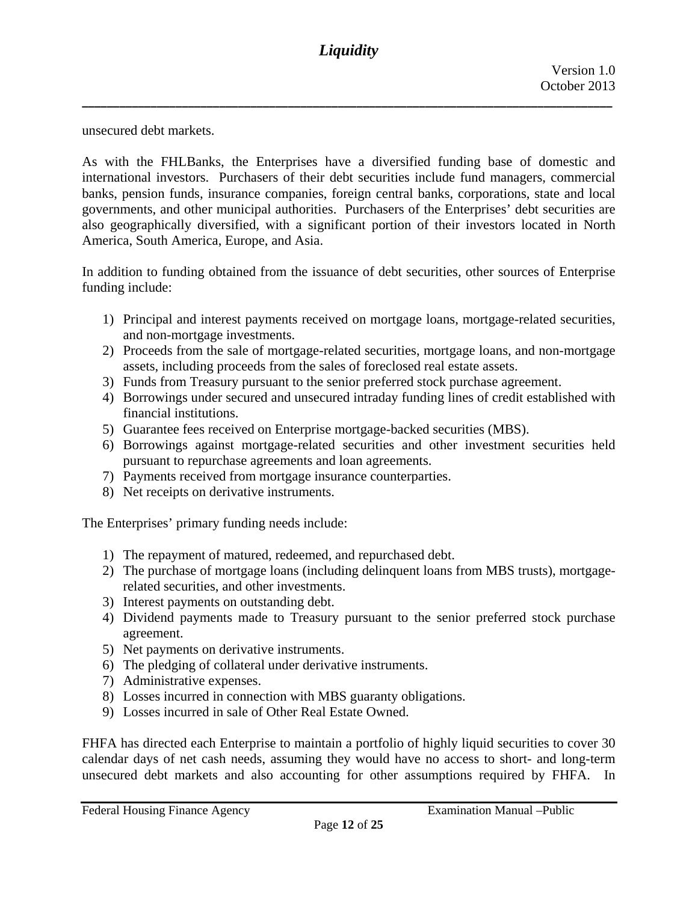unsecured debt markets.

As with the FHLBanks, the Enterprises have a diversified funding base of domestic and international investors. Purchasers of their debt securities include fund managers, commercial banks, pension funds, insurance companies, foreign central banks, corporations, state and local governments, and other municipal authorities. Purchasers of the Enterprises' debt securities are also geographically diversified, with a significant portion of their investors located in North America, South America, Europe, and Asia.

In addition to funding obtained from the issuance of debt securities, other sources of Enterprise funding include:

1) Principal and interest payments received on mortgage loans, mortgage-related securities, and non-mortgage investments.
2) Proceeds from the sale of mortgage-related securities, mortgage loans, and non-mortgage assets, including proceeds from the sales of foreclosed real estate assets.
3) Funds from Treasury pursuant to the senior preferred stock purchase agreement.
4) Borrowings under secured and unsecured intraday funding lines of credit established with financial institutions.
5) Guarantee fees received on Enterprise mortgage-backed securities (MBS).
6) Borrowings against mortgage-related securities and other investment securities held pursuant to repurchase agreements and loan agreements.
7) Payments received from mortgage insurance counterparties.
8) Net receipts on derivative instruments.

The Enterprises' primary funding needs include:

1) The repayment of matured, redeemed, and repurchased debt.
2) The purchase of mortgage loans (including delinquent loans from MBS trusts), mortgage-related securities, and other investments.
3) Interest payments on outstanding debt.
4) Dividend payments made to Treasury pursuant to the senior preferred stock purchase agreement.
5) Net payments on derivative instruments.
6) The pledging of collateral under derivative instruments.
7) Administrative expenses.
8) Losses incurred in connection with MBS guaranty obligations.
9) Losses incurred in sale of Other Real Estate Owned.

FHFA has directed each Enterprise to maintain a portfolio of highly liquid securities to cover 30 calendar days of net cash needs, assuming they would have no access to short- and long-term unsecured debt markets and also accounting for other assumptions required by FHFA. In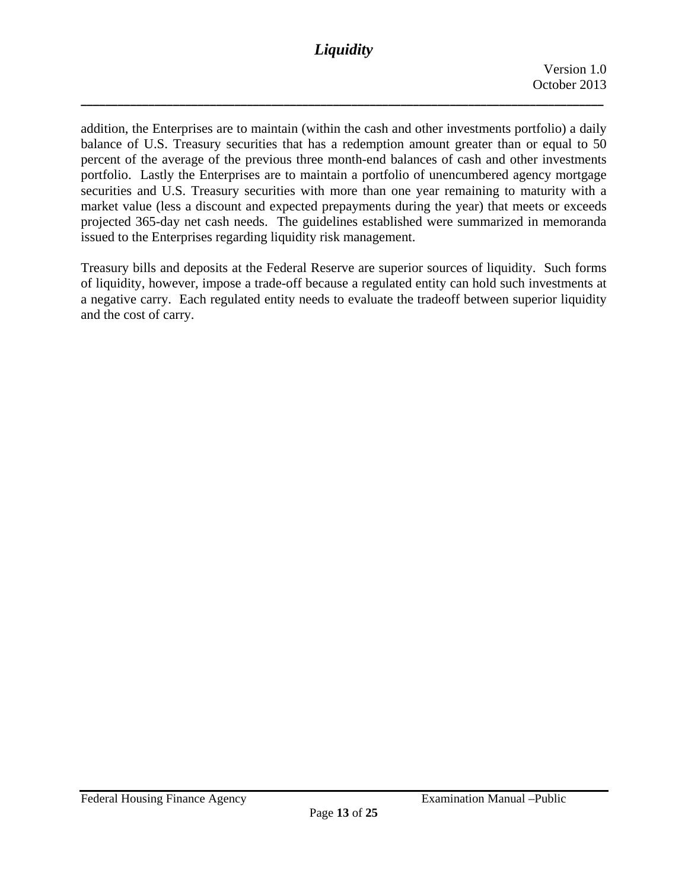addition, the Enterprises are to maintain (within the cash and other investments portfolio) a daily balance of U.S. Treasury securities that has a redemption amount greater than or equal to 50 percent of the average of the previous three month-end balances of cash and other investments portfolio. Lastly the Enterprises are to maintain a portfolio of unencumbered agency mortgage securities and U.S. Treasury securities with more than one year remaining to maturity with a market value (less a discount and expected prepayments during the year) that meets or exceeds projected 365-day net cash needs. The guidelines established were summarized in memoranda issued to the Enterprises regarding liquidity risk management.

Treasury bills and deposits at the Federal Reserve are superior sources of liquidity. Such forms of liquidity, however, impose a trade-off because a regulated entity can hold such investments at a negative carry. Each regulated entity needs to evaluate the tradeoff between superior liquidity and the cost of carry.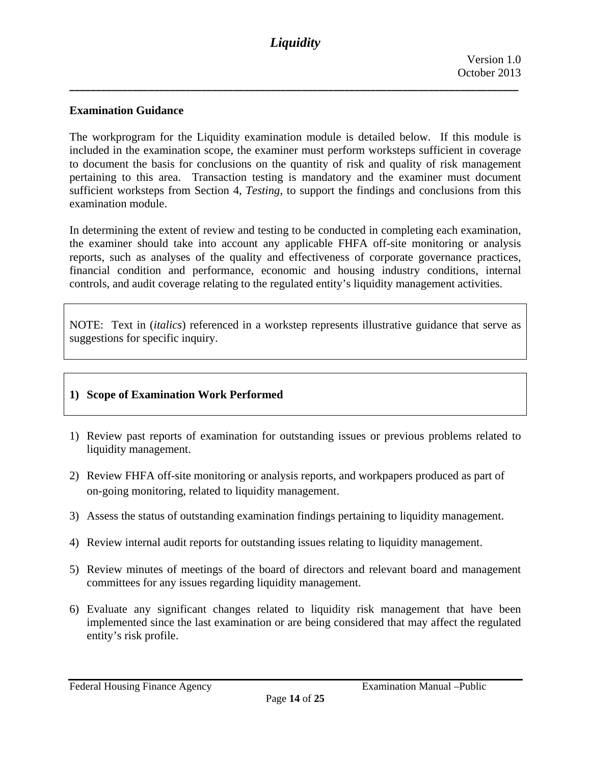### Examination Guidance

The workprogram for the Liquidity examination module is detailed below. If this module is included in the examination scope, the examiner must perform worksteps sufficient in coverage to document the basis for conclusions on the quantity of risk and quality of risk management pertaining to this area. Transaction testing is mandatory and the examiner must document sufficient worksteps from Section 4, *Testing*, to support the findings and conclusions from this examination module.

In determining the extent of review and testing to be conducted in completing each examination, the examiner should take into account any applicable FHFA off-site monitoring or analysis reports, such as analyses of the quality and effectiveness of corporate governance practices, financial condition and performance, economic and housing industry conditions, internal controls, and audit coverage relating to the regulated entity's liquidity management activities.

NOTE: Text in (*italics*) referenced in a workstep represents illustrative guidance that serve as suggestions for specific inquiry.

### 1) Scope of Examination Work Performed

1) Review past reports of examination for outstanding issues or previous problems related to liquidity management.

2) Review FHFA off-site monitoring or analysis reports, and workpapers produced as part of on-going monitoring, related to liquidity management.

3) Assess the status of outstanding examination findings pertaining to liquidity management.

4) Review internal audit reports for outstanding issues relating to liquidity management.

5) Review minutes of meetings of the board of directors and relevant board and management committees for any issues regarding liquidity management.

6) Evaluate any significant changes related to liquidity risk management that have been implemented since the last examination or are being considered that may affect the regulated entity's risk profile.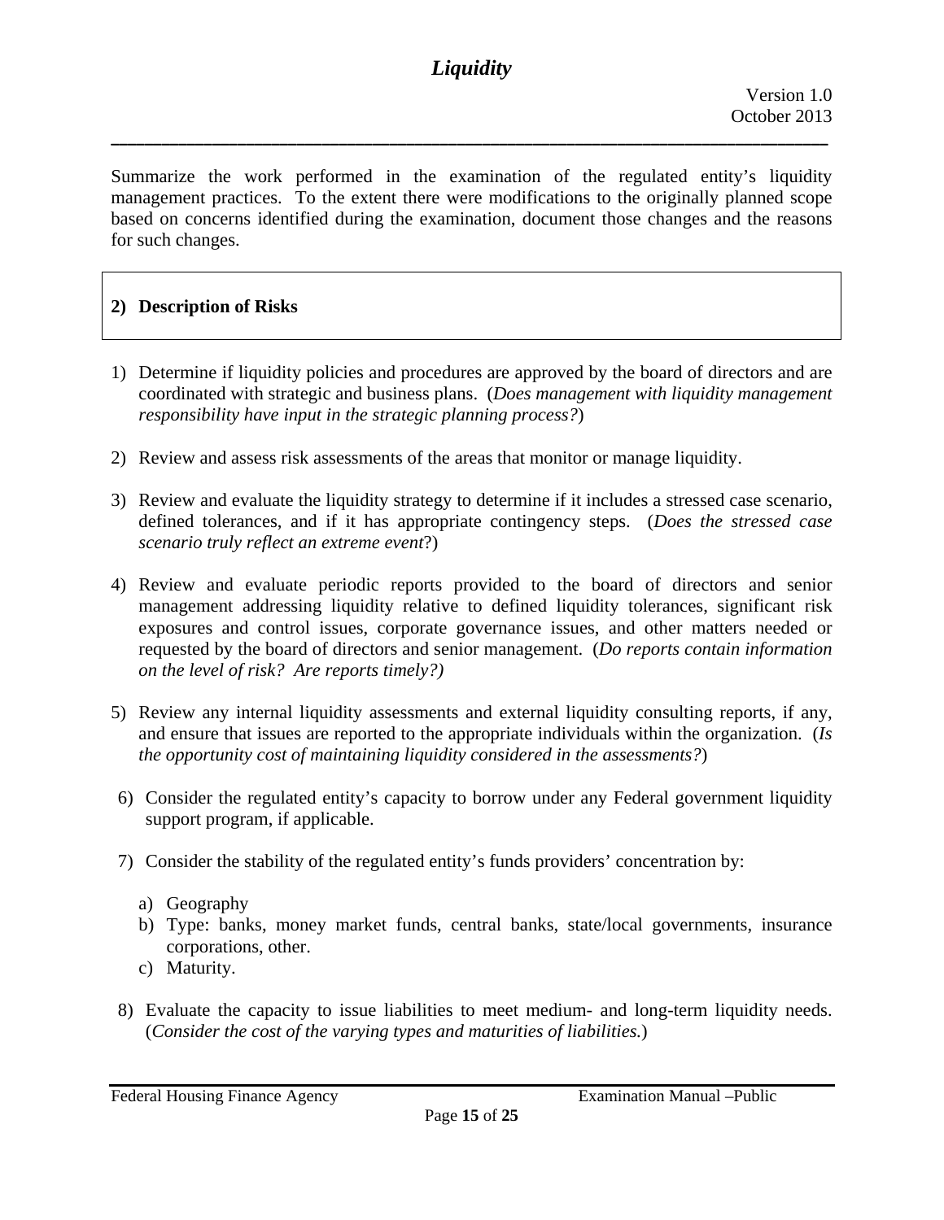Summarize the work performed in the examination of the regulated entity's liquidity management practices. To the extent there were modifications to the originally planned scope based on concerns identified during the examination, document those changes and the reasons for such changes.

## 2) Description of Risks

1) Determine if liquidity policies and procedures are approved by the board of directors and are coordinated with strategic and business plans. (*Does management with liquidity management responsibility have input in the strategic planning process?*)

2) Review and assess risk assessments of the areas that monitor or manage liquidity.

3) Review and evaluate the liquidity strategy to determine if it includes a stressed case scenario, defined tolerances, and if it has appropriate contingency steps. (*Does the stressed case scenario truly reflect an extreme event*?)

4) Review and evaluate periodic reports provided to the board of directors and senior management addressing liquidity relative to defined liquidity tolerances, significant risk exposures and control issues, corporate governance issues, and other matters needed or requested by the board of directors and senior management. (*Do reports contain information on the level of risk? Are reports timely?)*

5) Review any internal liquidity assessments and external liquidity consulting reports, if any, and ensure that issues are reported to the appropriate individuals within the organization. (*Is the opportunity cost of maintaining liquidity considered in the assessments?*)

6) Consider the regulated entity's capacity to borrow under any Federal government liquidity support program, if applicable.

7) Consider the stability of the regulated entity's funds providers' concentration by:

    a) Geography
    b) Type: banks, money market funds, central banks, state/local governments, insurance corporations, other.
    c) Maturity.

8) Evaluate the capacity to issue liabilities to meet medium- and long-term liquidity needs. (*Consider the cost of the varying types and maturities of liabilities.*)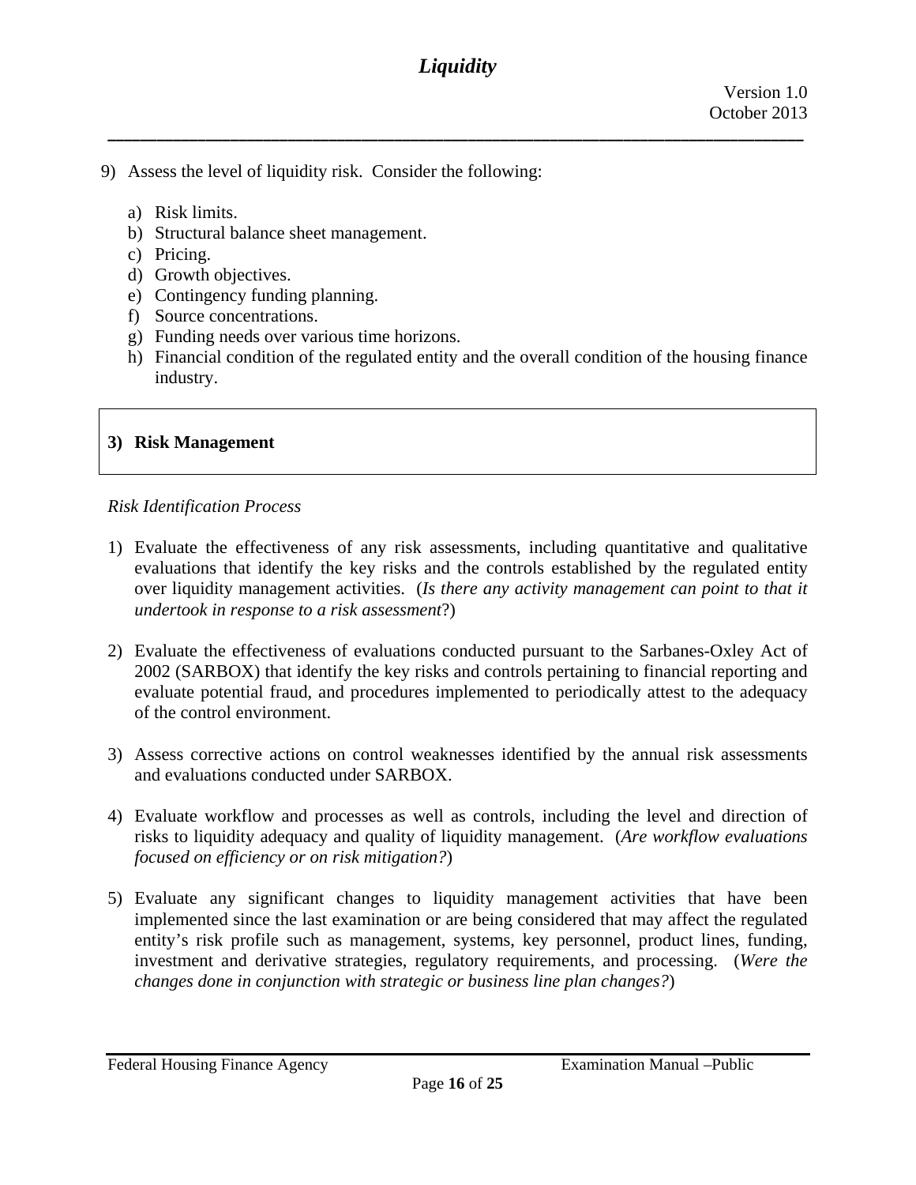9) Assess the level of liquidity risk. Consider the following:

   a) Risk limits.
   b) Structural balance sheet management.
   c) Pricing.
   d) Growth objectives.
   e) Contingency funding planning.
   f) Source concentrations.
   g) Funding needs over various time horizons.
   h) Financial condition of the regulated entity and the overall condition of the housing finance industry.

## 3) Risk Management

*Risk Identification Process*

1) Evaluate the effectiveness of any risk assessments, including quantitative and qualitative evaluations that identify the key risks and the controls established by the regulated entity over liquidity management activities. (*Is there any activity management can point to that it undertook in response to a risk assessment*?)

2) Evaluate the effectiveness of evaluations conducted pursuant to the Sarbanes-Oxley Act of 2002 (SARBOX) that identify the key risks and controls pertaining to financial reporting and evaluate potential fraud, and procedures implemented to periodically attest to the adequacy of the control environment.

3) Assess corrective actions on control weaknesses identified by the annual risk assessments and evaluations conducted under SARBOX.

4) Evaluate workflow and processes as well as controls, including the level and direction of risks to liquidity adequacy and quality of liquidity management. (*Are workflow evaluations focused on efficiency or on risk mitigation?*)

5) Evaluate any significant changes to liquidity management activities that have been implemented since the last examination or are being considered that may affect the regulated entity's risk profile such as management, systems, key personnel, product lines, funding, investment and derivative strategies, regulatory requirements, and processing. (*Were the changes done in conjunction with strategic or business line plan changes?*)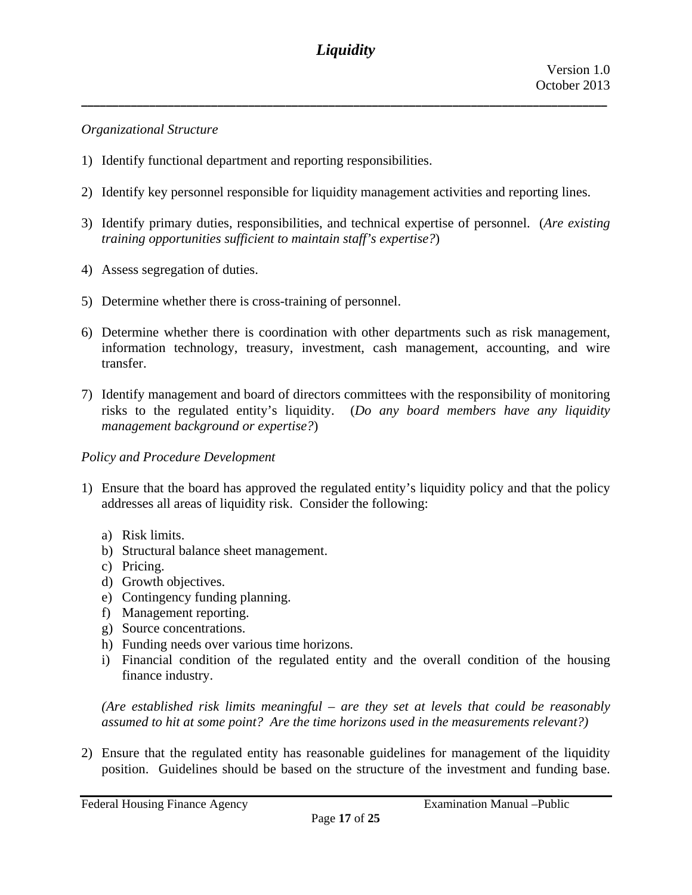*Organizational Structure*

1) Identify functional department and reporting responsibilities.

2) Identify key personnel responsible for liquidity management activities and reporting lines.

3) Identify primary duties, responsibilities, and technical expertise of personnel. (*Are existing training opportunities sufficient to maintain staff's expertise?*)

4) Assess segregation of duties.

5) Determine whether there is cross-training of personnel.

6) Determine whether there is coordination with other departments such as risk management, information technology, treasury, investment, cash management, accounting, and wire transfer.

7) Identify management and board of directors committees with the responsibility of monitoring risks to the regulated entity's liquidity. (*Do any board members have any liquidity management background or expertise?*)

*Policy and Procedure Development*

1) Ensure that the board has approved the regulated entity's liquidity policy and that the policy addresses all areas of liquidity risk. Consider the following:

   a) Risk limits.
   b) Structural balance sheet management.
   c) Pricing.
   d) Growth objectives.
   e) Contingency funding planning.
   f) Management reporting.
   g) Source concentrations.
   h) Funding needs over various time horizons.
   i) Financial condition of the regulated entity and the overall condition of the housing finance industry.

   *(Are established risk limits meaningful – are they set at levels that could be reasonably assumed to hit at some point? Are the time horizons used in the measurements relevant?)*

2) Ensure that the regulated entity has reasonable guidelines for management of the liquidity position. Guidelines should be based on the structure of the investment and funding base.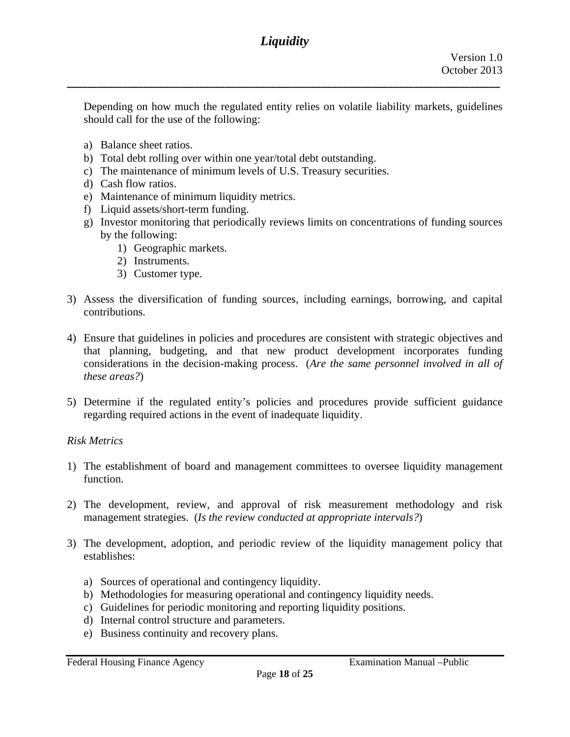Depending on how much the regulated entity relies on volatile liability markets, guidelines should call for the use of the following:

a) Balance sheet ratios.
b) Total debt rolling over within one year/total debt outstanding.
c) The maintenance of minimum levels of U.S. Treasury securities.
d) Cash flow ratios.
e) Maintenance of minimum liquidity metrics.
f) Liquid assets/short-term funding.
g) Investor monitoring that periodically reviews limits on concentrations of funding sources by the following:
    1) Geographic markets.
    2) Instruments.
    3) Customer type.

3) Assess the diversification of funding sources, including earnings, borrowing, and capital contributions.

4) Ensure that guidelines in policies and procedures are consistent with strategic objectives and that planning, budgeting, and that new product development incorporates funding considerations in the decision-making process. (*Are the same personnel involved in all of these areas?*)

5) Determine if the regulated entity's policies and procedures provide sufficient guidance regarding required actions in the event of inadequate liquidity.

*Risk Metrics*

1) The establishment of board and management committees to oversee liquidity management function.

2) The development, review, and approval of risk measurement methodology and risk management strategies. (*Is the review conducted at appropriate intervals?*)

3) The development, adoption, and periodic review of the liquidity management policy that establishes:

    a) Sources of operational and contingency liquidity.
    b) Methodologies for measuring operational and contingency liquidity needs.
    c) Guidelines for periodic monitoring and reporting liquidity positions.
    d) Internal control structure and parameters.
    e) Business continuity and recovery plans.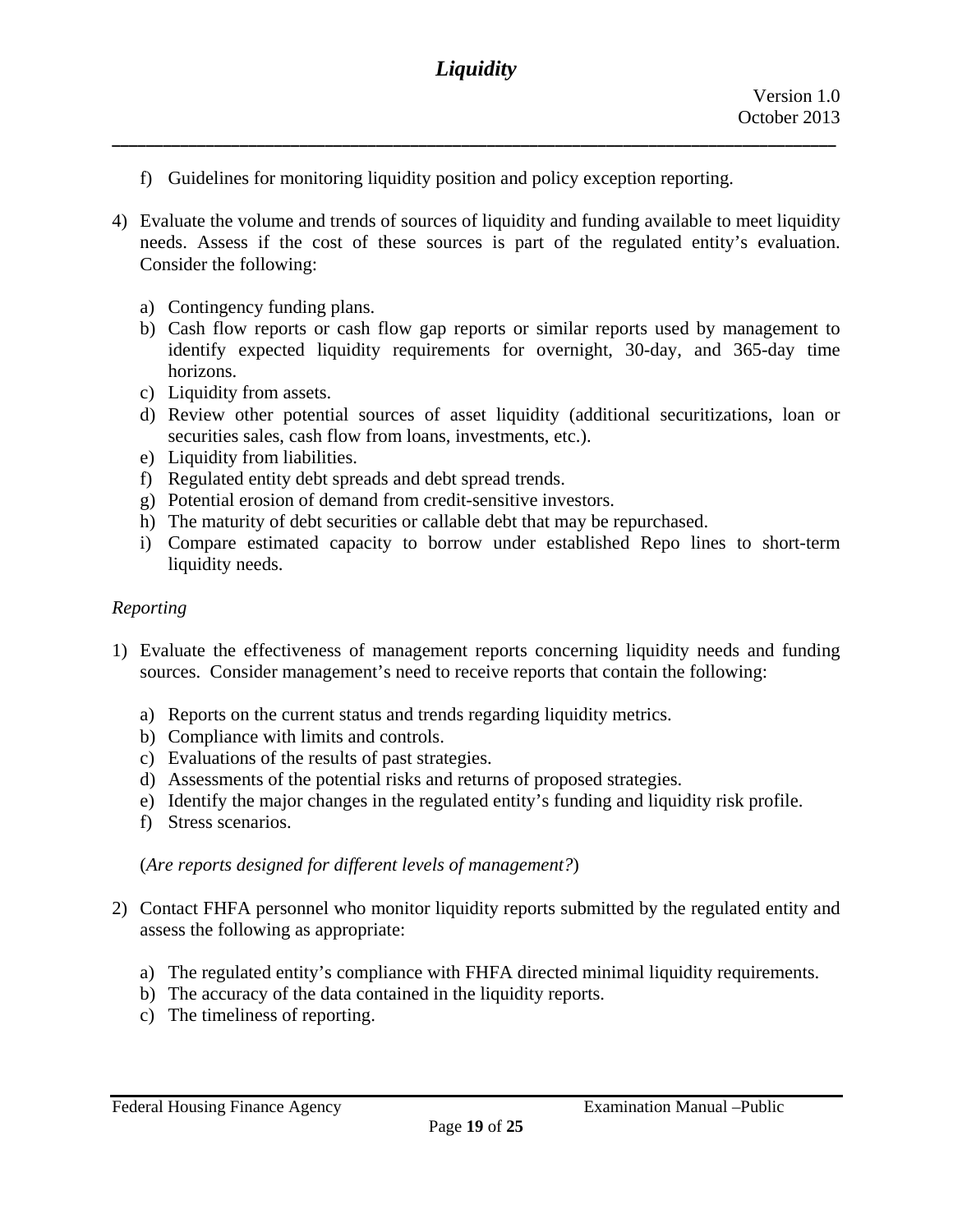f) Guidelines for monitoring liquidity position and policy exception reporting.

4) Evaluate the volume and trends of sources of liquidity and funding available to meet liquidity needs. Assess if the cost of these sources is part of the regulated entity's evaluation. Consider the following:

   a) Contingency funding plans.
   b) Cash flow reports or cash flow gap reports or similar reports used by management to identify expected liquidity requirements for overnight, 30-day, and 365-day time horizons.
   c) Liquidity from assets.
   d) Review other potential sources of asset liquidity (additional securitizations, loan or securities sales, cash flow from loans, investments, etc.).
   e) Liquidity from liabilities.
   f) Regulated entity debt spreads and debt spread trends.
   g) Potential erosion of demand from credit-sensitive investors.
   h) The maturity of debt securities or callable debt that may be repurchased.
   i) Compare estimated capacity to borrow under established Repo lines to short-term liquidity needs.

*Reporting*

1) Evaluate the effectiveness of management reports concerning liquidity needs and funding sources. Consider management's need to receive reports that contain the following:

   a) Reports on the current status and trends regarding liquidity metrics.
   b) Compliance with limits and controls.
   c) Evaluations of the results of past strategies.
   d) Assessments of the potential risks and returns of proposed strategies.
   e) Identify the major changes in the regulated entity's funding and liquidity risk profile.
   f) Stress scenarios.

   (*Are reports designed for different levels of management?*)

2) Contact FHFA personnel who monitor liquidity reports submitted by the regulated entity and assess the following as appropriate:

   a) The regulated entity's compliance with FHFA directed minimal liquidity requirements.
   b) The accuracy of the data contained in the liquidity reports.
   c) The timeliness of reporting.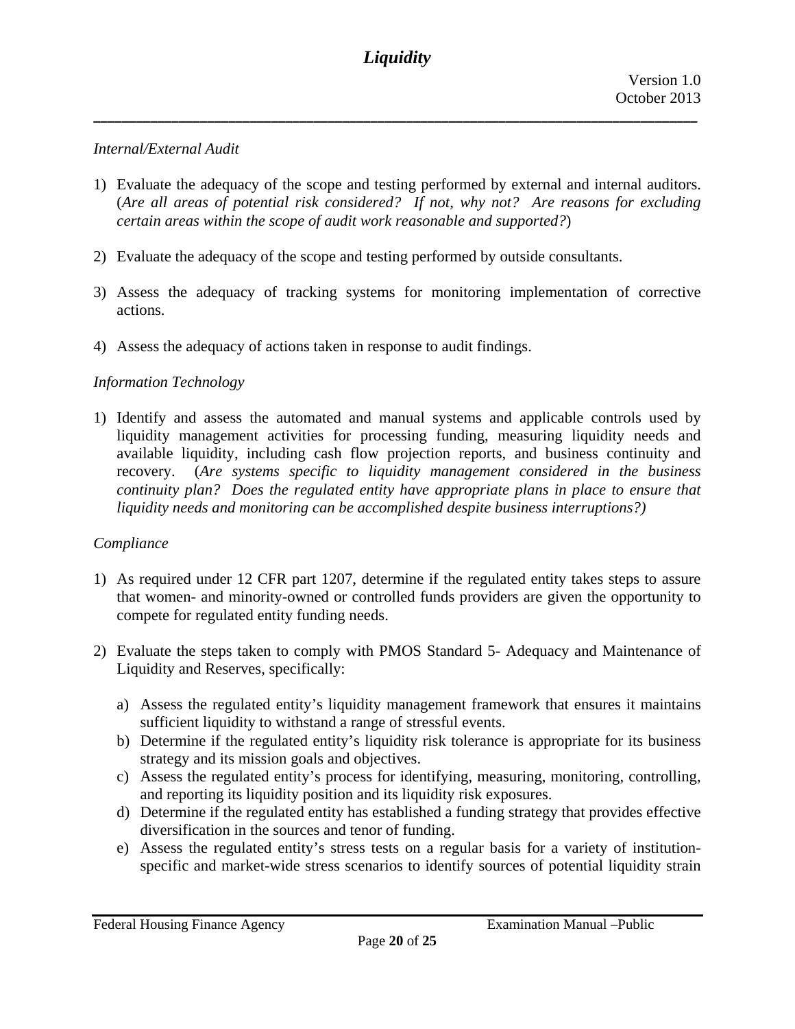*Internal/External Audit*

1) Evaluate the adequacy of the scope and testing performed by external and internal auditors. (*Are all areas of potential risk considered? If not, why not? Are reasons for excluding certain areas within the scope of audit work reasonable and supported?*)

2) Evaluate the adequacy of the scope and testing performed by outside consultants.

3) Assess the adequacy of tracking systems for monitoring implementation of corrective actions.

4) Assess the adequacy of actions taken in response to audit findings.

*Information Technology*

1) Identify and assess the automated and manual systems and applicable controls used by liquidity management activities for processing funding, measuring liquidity needs and available liquidity, including cash flow projection reports, and business continuity and recovery. (*Are systems specific to liquidity management considered in the business continuity plan? Does the regulated entity have appropriate plans in place to ensure that liquidity needs and monitoring can be accomplished despite business interruptions?)*

*Compliance*

1) As required under 12 CFR part 1207, determine if the regulated entity takes steps to assure that women- and minority-owned or controlled funds providers are given the opportunity to compete for regulated entity funding needs.

2) Evaluate the steps taken to comply with PMOS Standard 5- Adequacy and Maintenance of Liquidity and Reserves, specifically:

   a) Assess the regulated entity's liquidity management framework that ensures it maintains sufficient liquidity to withstand a range of stressful events.
   b) Determine if the regulated entity's liquidity risk tolerance is appropriate for its business strategy and its mission goals and objectives.
   c) Assess the regulated entity's process for identifying, measuring, monitoring, controlling, and reporting its liquidity position and its liquidity risk exposures.
   d) Determine if the regulated entity has established a funding strategy that provides effective diversification in the sources and tenor of funding.
   e) Assess the regulated entity's stress tests on a regular basis for a variety of institution-specific and market-wide stress scenarios to identify sources of potential liquidity strain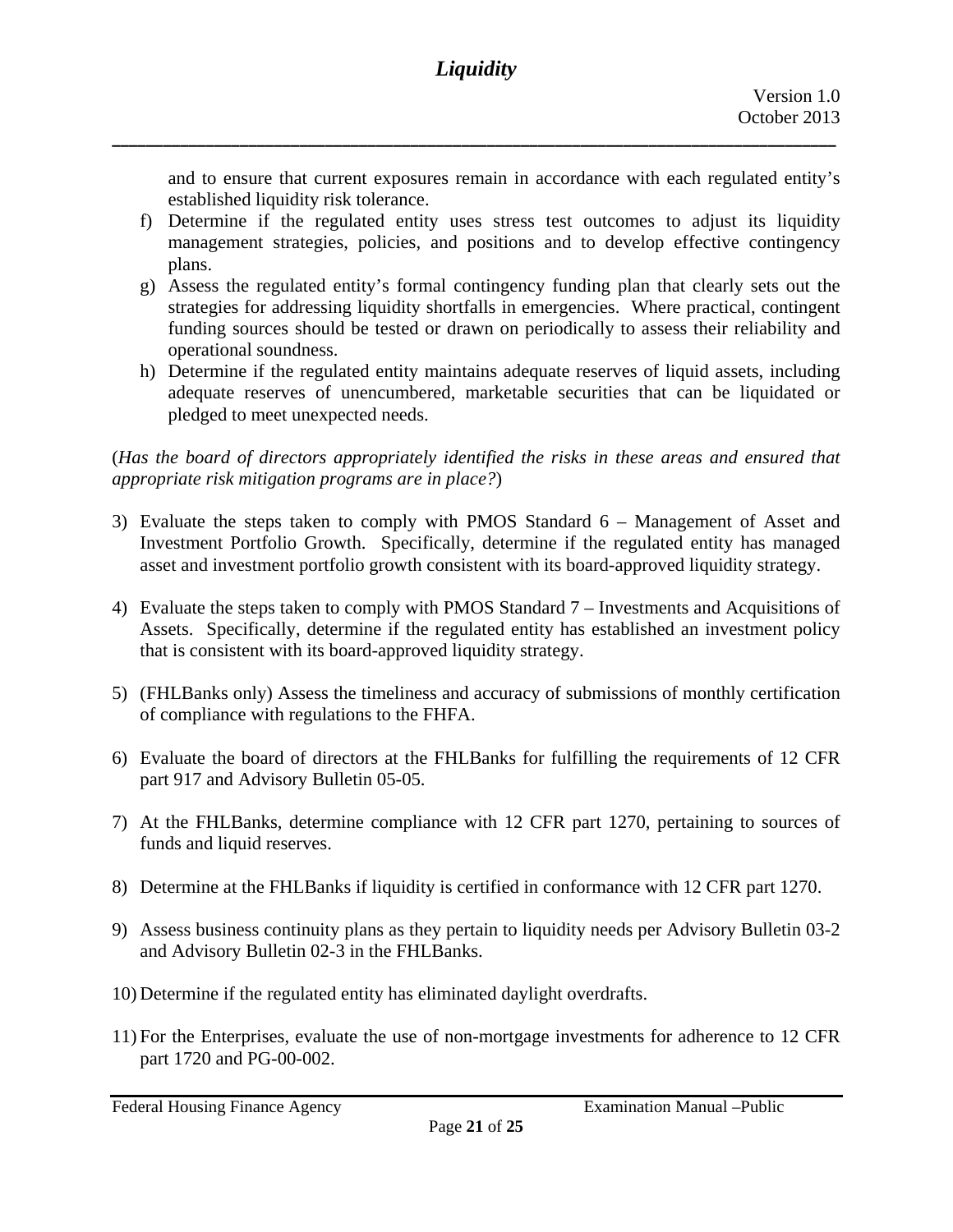and to ensure that current exposures remain in accordance with each regulated entity's established liquidity risk tolerance.

f) Determine if the regulated entity uses stress test outcomes to adjust its liquidity management strategies, policies, and positions and to develop effective contingency plans.
g) Assess the regulated entity's formal contingency funding plan that clearly sets out the strategies for addressing liquidity shortfalls in emergencies. Where practical, contingent funding sources should be tested or drawn on periodically to assess their reliability and operational soundness.
h) Determine if the regulated entity maintains adequate reserves of liquid assets, including adequate reserves of unencumbered, marketable securities that can be liquidated or pledged to meet unexpected needs.

(*Has the board of directors appropriately identified the risks in these areas and ensured that appropriate risk mitigation programs are in place?*)

3) Evaluate the steps taken to comply with PMOS Standard 6 – Management of Asset and Investment Portfolio Growth. Specifically, determine if the regulated entity has managed asset and investment portfolio growth consistent with its board-approved liquidity strategy.

4) Evaluate the steps taken to comply with PMOS Standard 7 – Investments and Acquisitions of Assets. Specifically, determine if the regulated entity has established an investment policy that is consistent with its board-approved liquidity strategy.

5) (FHLBanks only) Assess the timeliness and accuracy of submissions of monthly certification of compliance with regulations to the FHFA.

6) Evaluate the board of directors at the FHLBanks for fulfilling the requirements of 12 CFR part 917 and Advisory Bulletin 05-05.

7) At the FHLBanks, determine compliance with 12 CFR part 1270, pertaining to sources of funds and liquid reserves.

8) Determine at the FHLBanks if liquidity is certified in conformance with 12 CFR part 1270.

9) Assess business continuity plans as they pertain to liquidity needs per Advisory Bulletin 03-2 and Advisory Bulletin 02-3 in the FHLBanks.

10) Determine if the regulated entity has eliminated daylight overdrafts.

11) For the Enterprises, evaluate the use of non-mortgage investments for adherence to 12 CFR part 1720 and PG-00-002.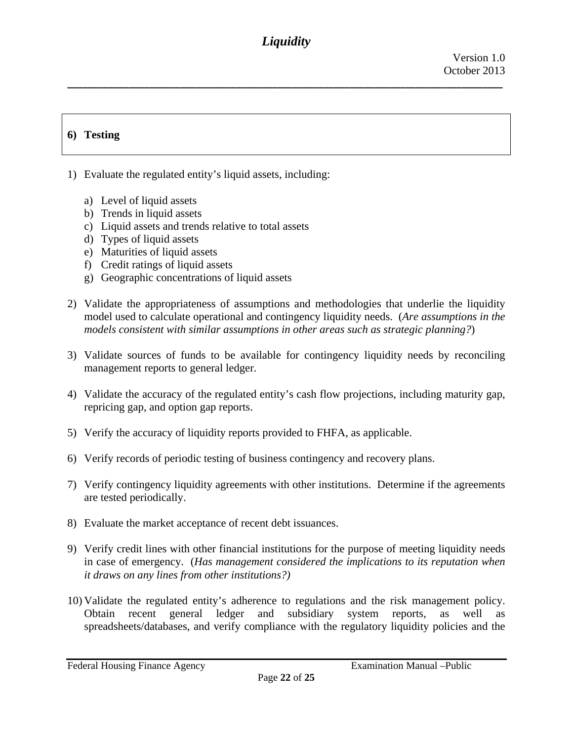## 6) Testing

1) Evaluate the regulated entity's liquid assets, including:

    a) Level of liquid assets
    b) Trends in liquid assets
    c) Liquid assets and trends relative to total assets
    d) Types of liquid assets
    e) Maturities of liquid assets
    f) Credit ratings of liquid assets
    g) Geographic concentrations of liquid assets

2) Validate the appropriateness of assumptions and methodologies that underlie the liquidity model used to calculate operational and contingency liquidity needs. (*Are assumptions in the models consistent with similar assumptions in other areas such as strategic planning?*)

3) Validate sources of funds to be available for contingency liquidity needs by reconciling management reports to general ledger.

4) Validate the accuracy of the regulated entity's cash flow projections, including maturity gap, repricing gap, and option gap reports.

5) Verify the accuracy of liquidity reports provided to FHFA, as applicable.

6) Verify records of periodic testing of business contingency and recovery plans.

7) Verify contingency liquidity agreements with other institutions. Determine if the agreements are tested periodically.

8) Evaluate the market acceptance of recent debt issuances.

9) Verify credit lines with other financial institutions for the purpose of meeting liquidity needs in case of emergency. (*Has management considered the implications to its reputation when it draws on any lines from other institutions?)*

10) Validate the regulated entity's adherence to regulations and the risk management policy. Obtain recent general ledger and subsidiary system reports, as well as spreadsheets/databases, and verify compliance with the regulatory liquidity policies and the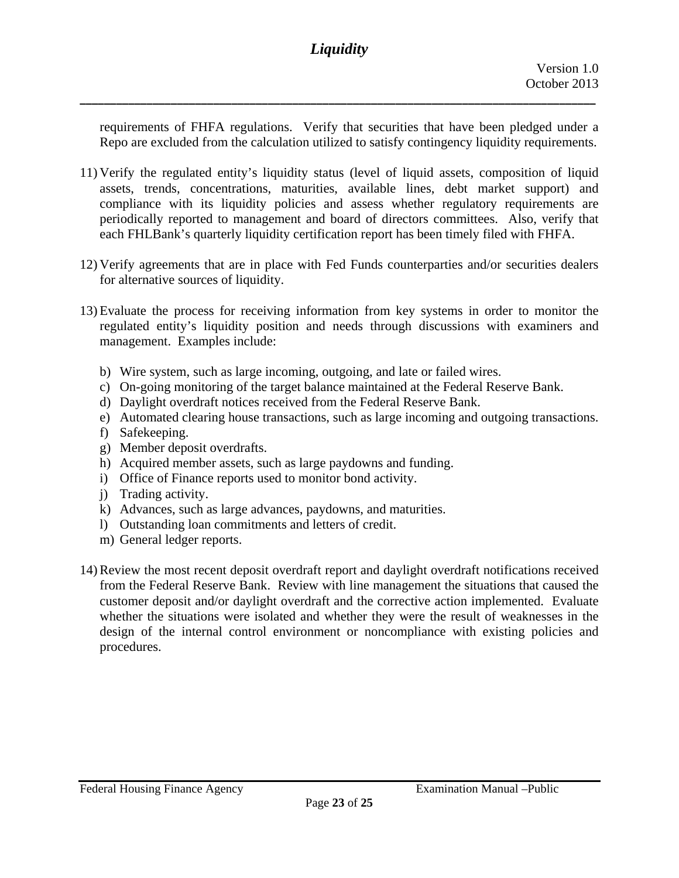requirements of FHFA regulations. Verify that securities that have been pledged under a Repo are excluded from the calculation utilized to satisfy contingency liquidity requirements.

11) Verify the regulated entity's liquidity status (level of liquid assets, composition of liquid assets, trends, concentrations, maturities, available lines, debt market support) and compliance with its liquidity policies and assess whether regulatory requirements are periodically reported to management and board of directors committees. Also, verify that each FHLBank's quarterly liquidity certification report has been timely filed with FHFA.

12) Verify agreements that are in place with Fed Funds counterparties and/or securities dealers for alternative sources of liquidity.

13) Evaluate the process for receiving information from key systems in order to monitor the regulated entity's liquidity position and needs through discussions with examiners and management. Examples include:

    b) Wire system, such as large incoming, outgoing, and late or failed wires.
    c) On-going monitoring of the target balance maintained at the Federal Reserve Bank.
    d) Daylight overdraft notices received from the Federal Reserve Bank.
    e) Automated clearing house transactions, such as large incoming and outgoing transactions.
    f) Safekeeping.
    g) Member deposit overdrafts.
    h) Acquired member assets, such as large paydowns and funding.
    i) Office of Finance reports used to monitor bond activity.
    j) Trading activity.
    k) Advances, such as large advances, paydowns, and maturities.
    l) Outstanding loan commitments and letters of credit.
    m) General ledger reports.

14) Review the most recent deposit overdraft report and daylight overdraft notifications received from the Federal Reserve Bank. Review with line management the situations that caused the customer deposit and/or daylight overdraft and the corrective action implemented. Evaluate whether the situations were isolated and whether they were the result of weaknesses in the design of the internal control environment or noncompliance with existing policies and procedures.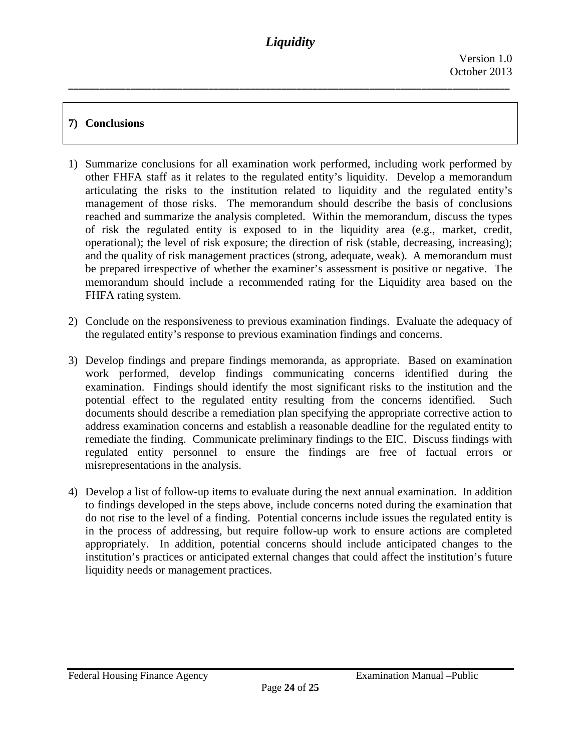## 7) Conclusions

1) Summarize conclusions for all examination work performed, including work performed by other FHFA staff as it relates to the regulated entity's liquidity. Develop a memorandum articulating the risks to the institution related to liquidity and the regulated entity's management of those risks. The memorandum should describe the basis of conclusions reached and summarize the analysis completed. Within the memorandum, discuss the types of risk the regulated entity is exposed to in the liquidity area (e.g., market, credit, operational); the level of risk exposure; the direction of risk (stable, decreasing, increasing); and the quality of risk management practices (strong, adequate, weak). A memorandum must be prepared irrespective of whether the examiner's assessment is positive or negative. The memorandum should include a recommended rating for the Liquidity area based on the FHFA rating system.

2) Conclude on the responsiveness to previous examination findings. Evaluate the adequacy of the regulated entity's response to previous examination findings and concerns.

3) Develop findings and prepare findings memoranda, as appropriate. Based on examination work performed, develop findings communicating concerns identified during the examination. Findings should identify the most significant risks to the institution and the potential effect to the regulated entity resulting from the concerns identified. Such documents should describe a remediation plan specifying the appropriate corrective action to address examination concerns and establish a reasonable deadline for the regulated entity to remediate the finding. Communicate preliminary findings to the EIC. Discuss findings with regulated entity personnel to ensure the findings are free of factual errors or misrepresentations in the analysis.

4) Develop a list of follow-up items to evaluate during the next annual examination. In addition to findings developed in the steps above, include concerns noted during the examination that do not rise to the level of a finding. Potential concerns include issues the regulated entity is in the process of addressing, but require follow-up work to ensure actions are completed appropriately. In addition, potential concerns should include anticipated changes to the institution's practices or anticipated external changes that could affect the institution's future liquidity needs or management practices.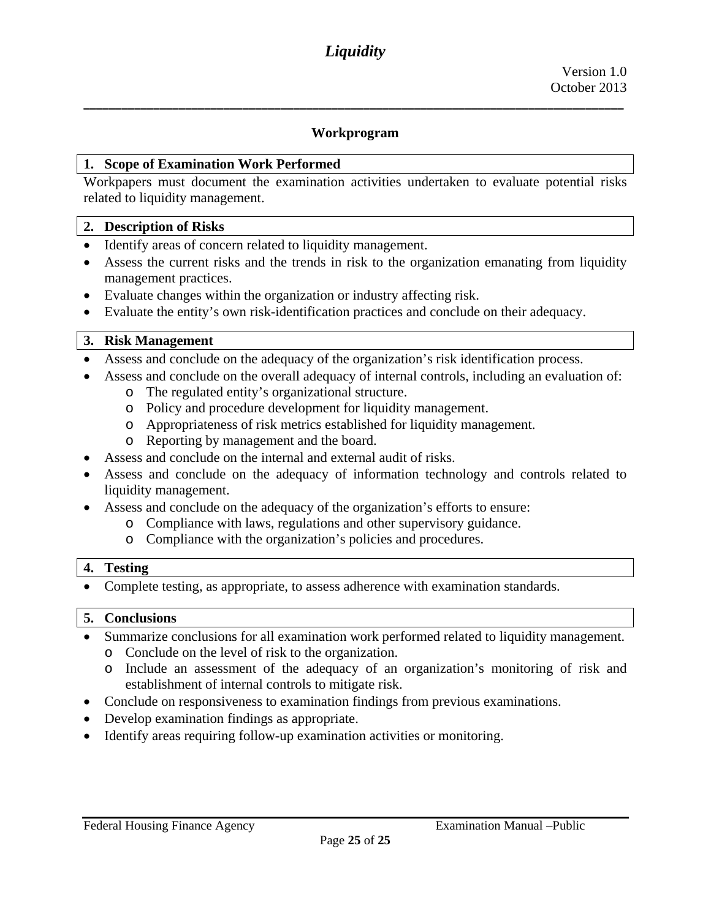## Workprogram

### 1. Scope of Examination Work Performed

Workpapers must document the examination activities undertaken to evaluate potential risks related to liquidity management.

### 2. Description of Risks

- Identify areas of concern related to liquidity management.
- Assess the current risks and the trends in risk to the organization emanating from liquidity management practices.
- Evaluate changes within the organization or industry affecting risk.
- Evaluate the entity's own risk-identification practices and conclude on their adequacy.

### 3. Risk Management

- Assess and conclude on the adequacy of the organization's risk identification process.
- Assess and conclude on the overall adequacy of internal controls, including an evaluation of:
  - The regulated entity's organizational structure.
  - Policy and procedure development for liquidity management.
  - Appropriateness of risk metrics established for liquidity management.
  - Reporting by management and the board.
- Assess and conclude on the internal and external audit of risks.
- Assess and conclude on the adequacy of information technology and controls related to liquidity management.
- Assess and conclude on the adequacy of the organization's efforts to ensure:
  - Compliance with laws, regulations and other supervisory guidance.
  - Compliance with the organization's policies and procedures.

### 4. Testing

- Complete testing, as appropriate, to assess adherence with examination standards.

### 5. Conclusions

- Summarize conclusions for all examination work performed related to liquidity management.
  - Conclude on the level of risk to the organization.
  - Include an assessment of the adequacy of an organization's monitoring of risk and establishment of internal controls to mitigate risk.
- Conclude on responsiveness to examination findings from previous examinations.
- Develop examination findings as appropriate.
- Identify areas requiring follow-up examination activities or monitoring.